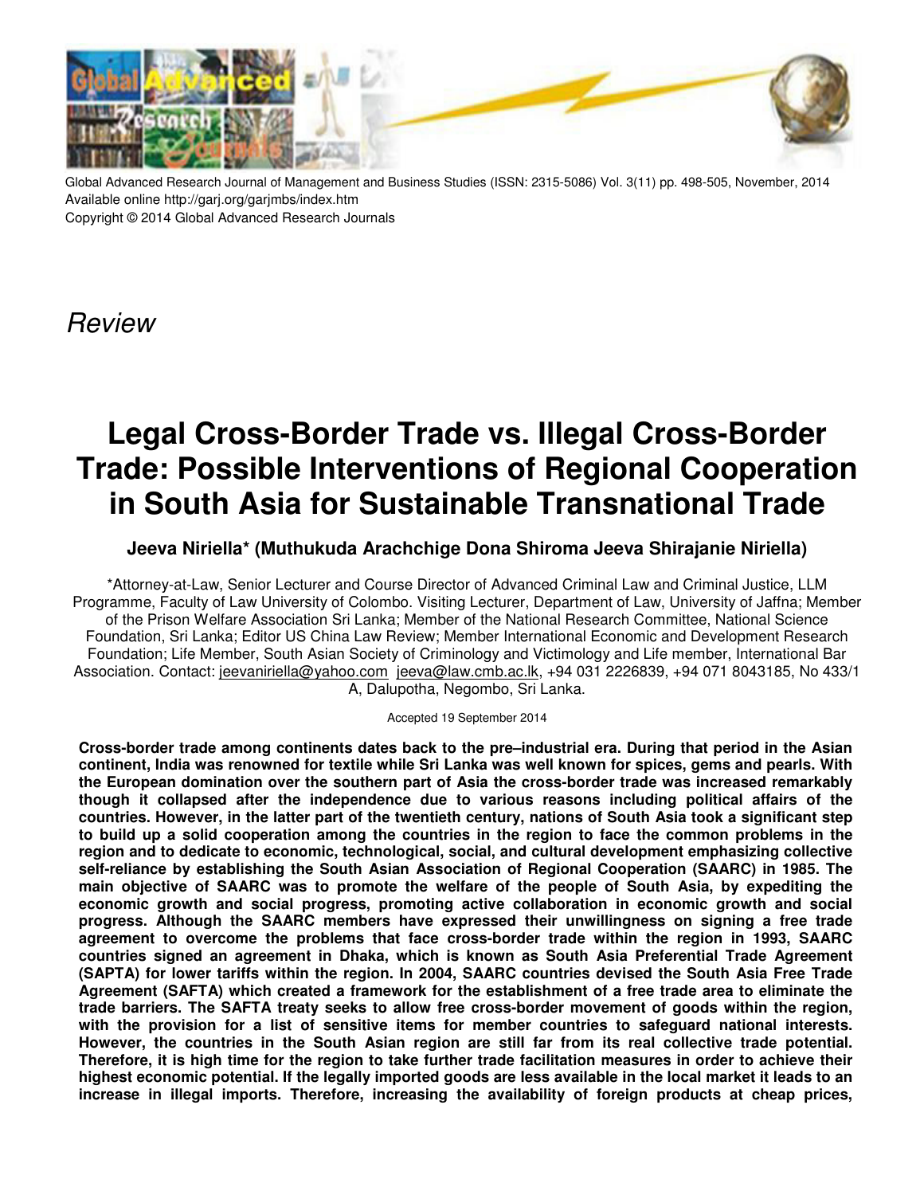Global Advanced Research Journal of Management and Business Studies (ISSN: 2315-5086) Vol. 3(11) pp. 498-505, November, 2014
Available online http://garj.org/garjmbs/index.htm
Copyright © 2014 Global Advanced Research Journals

*Review*

# Legal Cross-Border Trade vs. Illegal Cross-Border Trade: Possible Interventions of Regional Cooperation in South Asia for Sustainable Transnational Trade

**Jeeva Niriella* (Muthukuda Arachchige Dona Shiroma Jeeva Shirajanie Niriella)**

*Attorney-at-Law, Senior Lecturer and Course Director of Advanced Criminal Law and Criminal Justice, LLM Programme, Faculty of Law University of Colombo. Visiting Lecturer, Department of Law, University of Jaffna; Member of the Prison Welfare Association Sri Lanka; Member of the National Research Committee, National Science Foundation, Sri Lanka; Editor US China Law Review; Member International Economic and Development Research Foundation; Life Member, South Asian Society of Criminology and Victimology and Life member, International Bar Association. Contact: jeevaniriella@yahoo.com jeeva@law.cmb.ac.lk, +94 031 2226839, +94 071 8043185, No 433/1 A, Dalupotha, Negombo, Sri Lanka.

Accepted 19 September 2014

**Cross-border trade among continents dates back to the pre–industrial era. During that period in the Asian continent, India was renowned for textile while Sri Lanka was well known for spices, gems and pearls. With the European domination over the southern part of Asia the cross-border trade was increased remarkably though it collapsed after the independence due to various reasons including political affairs of the countries. However, in the latter part of the twentieth century, nations of South Asia took a significant step to build up a solid cooperation among the countries in the region to face the common problems in the region and to dedicate to economic, technological, social, and cultural development emphasizing collective self-reliance by establishing the South Asian Association of Regional Cooperation (SAARC) in 1985. The main objective of SAARC was to promote the welfare of the people of South Asia, by expediting the economic growth and social progress, promoting active collaboration in economic growth and social progress. Although the SAARC members have expressed their unwillingness on signing a free trade agreement to overcome the problems that face cross-border trade within the region in 1993, SAARC countries signed an agreement in Dhaka, which is known as South Asia Preferential Trade Agreement (SAPTA) for lower tariffs within the region. In 2004, SAARC countries devised the South Asia Free Trade Agreement (SAFTA) which created a framework for the establishment of a free trade area to eliminate the trade barriers. The SAFTA treaty seeks to allow free cross-border movement of goods within the region, with the provision for a list of sensitive items for member countries to safeguard national interests. However, the countries in the South Asian region are still far from its real collective trade potential. Therefore, it is high time for the region to take further trade facilitation measures in order to achieve their highest economic potential. If the legally imported goods are less available in the local market it leads to an increase in illegal imports. Therefore, increasing the availability of foreign products at cheap prices,**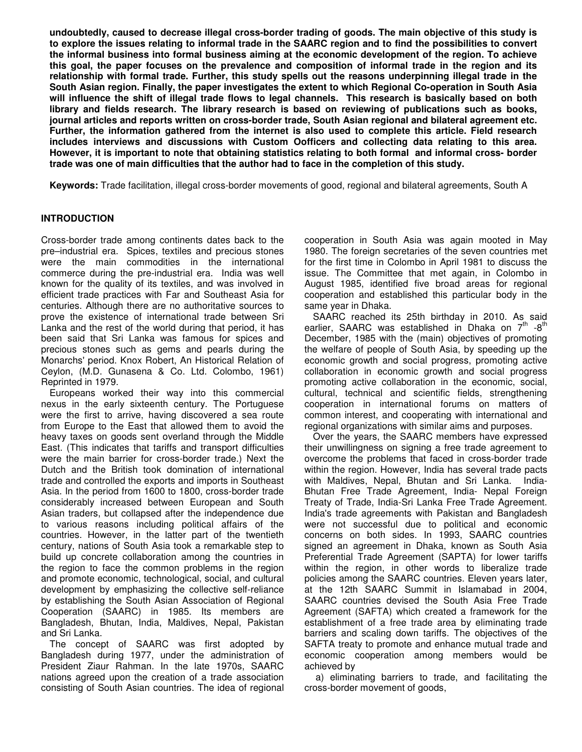**undoubtedly, caused to decrease illegal cross-border trading of goods. The main objective of this study is to explore the issues relating to informal trade in the SAARC region and to find the possibilities to convert the informal business into formal business aiming at the economic development of the region. To achieve this goal, the paper focuses on the prevalence and composition of informal trade in the region and its relationship with formal trade. Further, this study spells out the reasons underpinning illegal trade in the South Asian region. Finally, the paper investigates the extent to which Regional Co-operation in South Asia will influence the shift of illegal trade flows to legal channels. This research is basically based on both library and fields research. The library research is based on reviewing of publications such as books, journal articles and reports written on cross-border trade, South Asian regional and bilateral agreement etc. Further, the information gathered from the internet is also used to complete this article. Field research includes interviews and discussions with Custom Oofficers and collecting data relating to this area. However, it is important to note that obtaining statistics relating to both formal and informal cross- border trade was one of main difficulties that the author had to face in the completion of this study.**

**Keywords:** Trade facilitation, illegal cross-border movements of good, regional and bilateral agreements, South A

## INTRODUCTION

Cross-border trade among continents dates back to the pre–industrial era. Spices, textiles and precious stones were the main commodities in the international commerce during the pre-industrial era. India was well known for the quality of its textiles, and was involved in efficient trade practices with Far and Southeast Asia for centuries. Although there are no authoritative sources to prove the existence of international trade between Sri Lanka and the rest of the world during that period, it has been said that Sri Lanka was famous for spices and precious stones such as gems and pearls during the Monarchs' period. Knox Robert, An Historical Relation of Ceylon, (M.D. Gunasena & Co. Ltd. Colombo, 1961) Reprinted in 1979.

Europeans worked their way into this commercial nexus in the early sixteenth century. The Portuguese were the first to arrive, having discovered a sea route from Europe to the East that allowed them to avoid the heavy taxes on goods sent overland through the Middle East. (This indicates that tariffs and transport difficulties were the main barrier for cross-border trade.) Next the Dutch and the British took domination of international trade and controlled the exports and imports in Southeast Asia. In the period from 1600 to 1800, cross-border trade considerably increased between European and South Asian traders, but collapsed after the independence due to various reasons including political affairs of the countries. However, in the latter part of the twentieth century, nations of South Asia took a remarkable step to build up concrete collaboration among the countries in the region to face the common problems in the region and promote economic, technological, social, and cultural development by emphasizing the collective self-reliance by establishing the South Asian Association of Regional Cooperation (SAARC) in 1985. Its members are Bangladesh, Bhutan, India, Maldives, Nepal, Pakistan and Sri Lanka.

The concept of SAARC was first adopted by Bangladesh during 1977, under the administration of President Ziaur Rahman. In the late 1970s, SAARC nations agreed upon the creation of a trade association consisting of South Asian countries. The idea of regional cooperation in South Asia was again mooted in May 1980. The foreign secretaries of the seven countries met for the first time in Colombo in April 1981 to discuss the issue. The Committee that met again, in Colombo in August 1985, identified five broad areas for regional cooperation and established this particular body in the same year in Dhaka.

SAARC reached its 25th birthday in 2010. As said earlier, SAARC was established in Dhaka on 7th -8th December, 1985 with the (main) objectives of promoting the welfare of people of South Asia, by speeding up the economic growth and social progress, promoting active collaboration in economic growth and social progress promoting active collaboration in the economic, social, cultural, technical and scientific fields, strengthening cooperation in international forums on matters of common interest, and cooperating with international and regional organizations with similar aims and purposes.

Over the years, the SAARC members have expressed their unwillingness on signing a free trade agreement to overcome the problems that faced in cross-border trade within the region. However, India has several trade pacts with Maldives, Nepal, Bhutan and Sri Lanka. India-Bhutan Free Trade Agreement, India- Nepal Foreign Treaty of Trade, India-Sri Lanka Free Trade Agreement. India's trade agreements with Pakistan and Bangladesh were not successful due to political and economic concerns on both sides. In 1993, SAARC countries signed an agreement in Dhaka, known as South Asia Preferential Trade Agreement (SAPTA) for lower tariffs within the region, in other words to liberalize trade policies among the SAARC countries. Eleven years later, at the 12th SAARC Summit in Islamabad in 2004, SAARC countries devised the South Asia Free Trade Agreement (SAFTA) which created a framework for the establishment of a free trade area by eliminating trade barriers and scaling down tariffs. The objectives of the SAFTA treaty to promote and enhance mutual trade and economic cooperation among members would be achieved by

a) eliminating barriers to trade, and facilitating the cross-border movement of goods,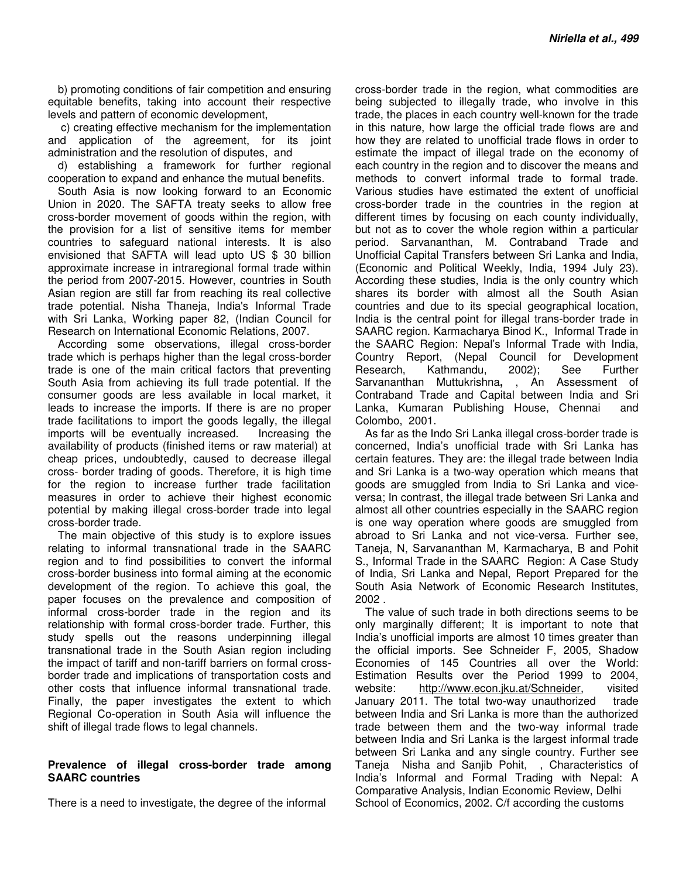b) promoting conditions of fair competition and ensuring equitable benefits, taking into account their respective levels and pattern of economic development,

c) creating effective mechanism for the implementation and application of the agreement, for its joint administration and the resolution of disputes, and

d) establishing a framework for further regional cooperation to expand and enhance the mutual benefits.

South Asia is now looking forward to an Economic Union in 2020. The SAFTA treaty seeks to allow free cross-border movement of goods within the region, with the provision for a list of sensitive items for member countries to safeguard national interests. It is also envisioned that SAFTA will lead upto US $ 30 billion approximate increase in intraregional formal trade within the period from 2007-2015. However, countries in South Asian region are still far from reaching its real collective trade potential. Nisha Thaneja, India's Informal Trade with Sri Lanka, Working paper 82, (Indian Council for Research on International Economic Relations, 2007.

According some observations, illegal cross-border trade which is perhaps higher than the legal cross-border trade is one of the main critical factors that preventing South Asia from achieving its full trade potential. If the consumer goods are less available in local market, it leads to increase the imports. If there is are no proper trade facilitations to import the goods legally, the illegal imports will be eventually increased. Increasing the availability of products (finished items or raw material) at cheap prices, undoubtedly, caused to decrease illegal cross- border trading of goods. Therefore, it is high time for the region to increase further trade facilitation measures in order to achieve their highest economic potential by making illegal cross-border trade into legal cross-border trade.

The main objective of this study is to explore issues relating to informal transnational trade in the SAARC region and to find possibilities to convert the informal cross-border business into formal aiming at the economic development of the region. To achieve this goal, the paper focuses on the prevalence and composition of informal cross-border trade in the region and its relationship with formal cross-border trade. Further, this study spells out the reasons underpinning illegal transnational trade in the South Asian region including the impact of tariff and non-tariff barriers on formal cross-border trade and implications of transportation costs and other costs that influence informal transnational trade. Finally, the paper investigates the extent to which Regional Co-operation in South Asia will influence the shift of illegal trade flows to legal channels.

### Prevalence of illegal cross-border trade among SAARC countries

There is a need to investigate, the degree of the informal cross-border trade in the region, what commodities are being subjected to illegally trade, who involve in this trade, the places in each country well-known for the trade in this nature, how large the official trade flows are and how they are related to unofficial trade flows in order to estimate the impact of illegal trade on the economy of each country in the region and to discover the means and methods to convert informal trade to formal trade. Various studies have estimated the extent of unofficial cross-border trade in the countries in the region at different times by focusing on each county individually, but not as to cover the whole region within a particular period. Sarvananthan, M. Contraband Trade and Unofficial Capital Transfers between Sri Lanka and India, (Economic and Political Weekly, India, 1994 July 23). According these studies, India is the only country which shares its border with almost all the South Asian countries and due to its special geographical location, India is the central point for illegal trans-border trade in SAARC region. Karmacharya Binod K., Informal Trade in the SAARC Region: Nepal's Informal Trade with India, Country Report, (Nepal Council for Development Research, Kathmandu, 2002); See Further Sarvananthan Muttukrishna**,** , An Assessment of Contraband Trade and Capital between India and Sri Lanka, Kumaran Publishing House, Chennai and Colombo, 2001.

As far as the Indo Sri Lanka illegal cross-border trade is concerned, India's unofficial trade with Sri Lanka has certain features. They are: the illegal trade between India and Sri Lanka is a two-way operation which means that goods are smuggled from India to Sri Lanka and vice-versa; In contrast, the illegal trade between Sri Lanka and almost all other countries especially in the SAARC region is one way operation where goods are smuggled from abroad to Sri Lanka and not vice-versa. Further see, Taneja, N, Sarvananthan M, Karmacharya, B and Pohit S., Informal Trade in the SAARC Region: A Case Study of India, Sri Lanka and Nepal, Report Prepared for the South Asia Network of Economic Research Institutes, 2002 .

The value of such trade in both directions seems to be only marginally different; It is important to note that India's unofficial imports are almost 10 times greater than the official imports. See Schneider F, 2005, Shadow Economies of 145 Countries all over the World: Estimation Results over the Period 1999 to 2004, website: http://www.econ.jku.at/Schneider, visited January 2011. The total two-way unauthorized trade between India and Sri Lanka is more than the authorized trade between them and the two-way informal trade between India and Sri Lanka is the largest informal trade between Sri Lanka and any single country. Further see Taneja Nisha and Sanjib Pohit, , Characteristics of India's Informal and Formal Trading with Nepal: A Comparative Analysis, Indian Economic Review, Delhi School of Economics, 2002. C/f according the customs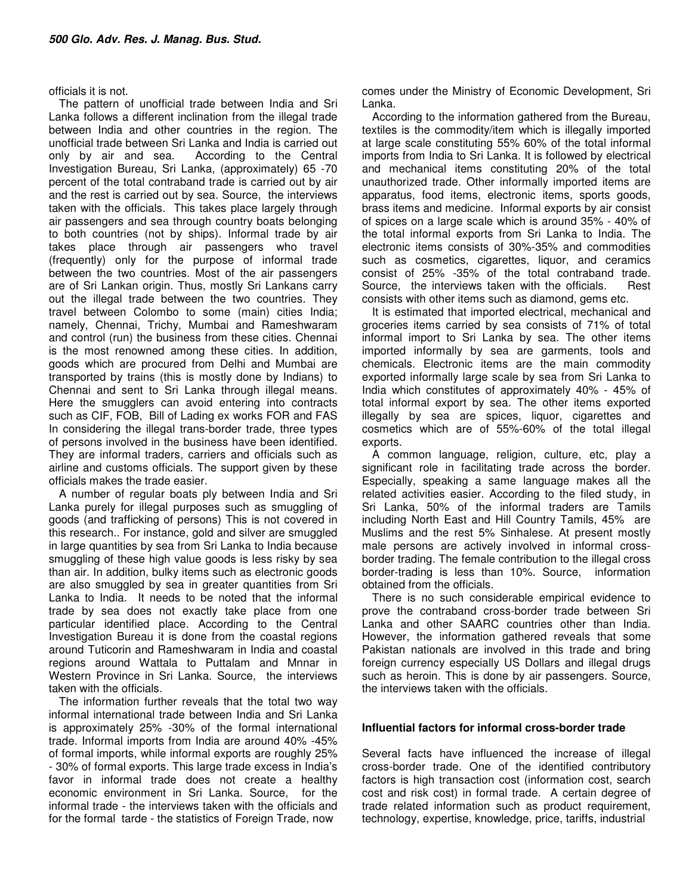officials it is not.

The pattern of unofficial trade between India and Sri Lanka follows a different inclination from the illegal trade between India and other countries in the region. The unofficial trade between Sri Lanka and India is carried out only by air and sea. According to the Central Investigation Bureau, Sri Lanka, (approximately) 65 -70 percent of the total contraband trade is carried out by air and the rest is carried out by sea. Source, the interviews taken with the officials. This takes place largely through air passengers and sea through country boats belonging to both countries (not by ships). Informal trade by air takes place through air passengers who travel (frequently) only for the purpose of informal trade between the two countries. Most of the air passengers are of Sri Lankan origin. Thus, mostly Sri Lankans carry out the illegal trade between the two countries. They travel between Colombo to some (main) cities India; namely, Chennai, Trichy, Mumbai and Rameshwaram and control (run) the business from these cities. Chennai is the most renowned among these cities. In addition, goods which are procured from Delhi and Mumbai are transported by trains (this is mostly done by Indians) to Chennai and sent to Sri Lanka through illegal means. Here the smugglers can avoid entering into contracts such as CIF, FOB, Bill of Lading ex works FOR and FAS In considering the illegal trans-border trade, three types of persons involved in the business have been identified. They are informal traders, carriers and officials such as airline and customs officials. The support given by these officials makes the trade easier.

A number of regular boats ply between India and Sri Lanka purely for illegal purposes such as smuggling of goods (and trafficking of persons) This is not covered in this research.. For instance, gold and silver are smuggled in large quantities by sea from Sri Lanka to India because smuggling of these high value goods is less risky by sea than air. In addition, bulky items such as electronic goods are also smuggled by sea in greater quantities from Sri Lanka to India. It needs to be noted that the informal trade by sea does not exactly take place from one particular identified place. According to the Central Investigation Bureau it is done from the coastal regions around Tuticorin and Rameshwaram in India and coastal regions around Wattala to Puttalam and Mnnar in Western Province in Sri Lanka. Source, the interviews taken with the officials.

The information further reveals that the total two way informal international trade between India and Sri Lanka is approximately 25% -30% of the formal international trade. Informal imports from India are around 40% -45% of formal imports, while informal exports are roughly 25% - 30% of formal exports. This large trade excess in India's favor in informal trade does not create a healthy economic environment in Sri Lanka. Source, for the informal trade - the interviews taken with the officials and for the formal tarde - the statistics of Foreign Trade, now comes under the Ministry of Economic Development, Sri Lanka.

According to the information gathered from the Bureau, textiles is the commodity/item which is illegally imported at large scale constituting 55% 60% of the total informal imports from India to Sri Lanka. It is followed by electrical and mechanical items constituting 20% of the total unauthorized trade. Other informally imported items are apparatus, food items, electronic items, sports goods, brass items and medicine. Informal exports by air consist of spices on a large scale which is around 35% - 40% of the total informal exports from Sri Lanka to India. The electronic items consists of 30%-35% and commodities such as cosmetics, cigarettes, liquor, and ceramics consist of 25% -35% of the total contraband trade. Source, the interviews taken with the officials. Rest consists with other items such as diamond, gems etc.

It is estimated that imported electrical, mechanical and groceries items carried by sea consists of 71% of total informal import to Sri Lanka by sea. The other items imported informally by sea are garments, tools and chemicals. Electronic items are the main commodity exported informally large scale by sea from Sri Lanka to India which constitutes of approximately 40% - 45% of total informal export by sea. The other items exported illegally by sea are spices, liquor, cigarettes and cosmetics which are of 55%-60% of the total illegal exports.

A common language, religion, culture, etc, play a significant role in facilitating trade across the border. Especially, speaking a same language makes all the related activities easier. According to the filed study, in Sri Lanka, 50% of the informal traders are Tamils including North East and Hill Country Tamils, 45% are Muslims and the rest 5% Sinhalese. At present mostly male persons are actively involved in informal cross-border trading. The female contribution to the illegal cross border-trading is less than 10%. Source, information obtained from the officials.

There is no such considerable empirical evidence to prove the contraband cross-border trade between Sri Lanka and other SAARC countries other than India. However, the information gathered reveals that some Pakistan nationals are involved in this trade and bring foreign currency especially US Dollars and illegal drugs such as heroin. This is done by air passengers. Source, the interviews taken with the officials.

## Influential factors for informal cross-border trade

Several facts have influenced the increase of illegal cross-border trade. One of the identified contributory factors is high transaction cost (information cost, search cost and risk cost) in formal trade. A certain degree of trade related information such as product requirement, technology, expertise, knowledge, price, tariffs, industrial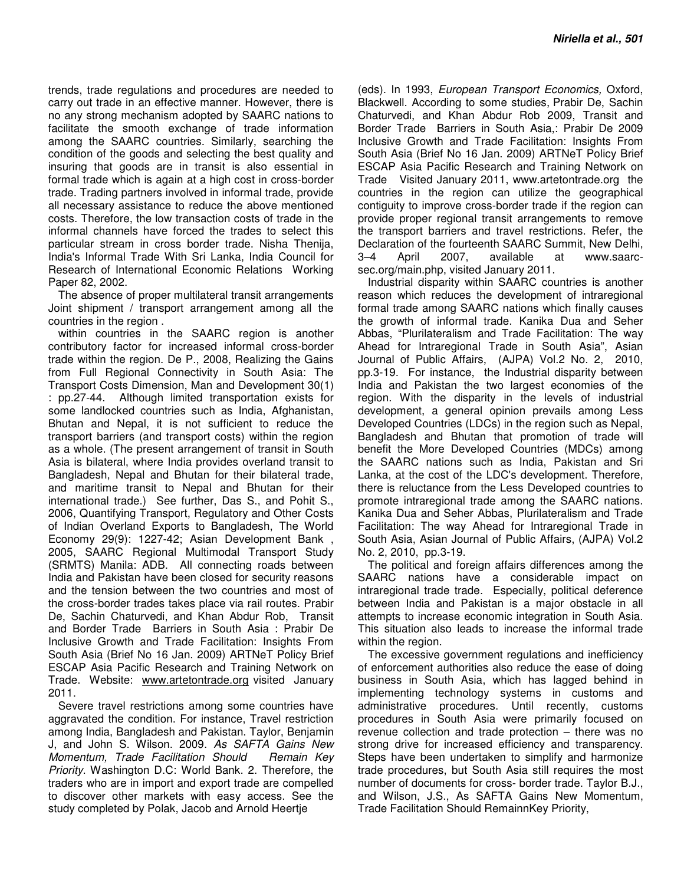trends, trade regulations and procedures are needed to carry out trade in an effective manner. However, there is no any strong mechanism adopted by SAARC nations to facilitate the smooth exchange of trade information among the SAARC countries. Similarly, searching the condition of the goods and selecting the best quality and insuring that goods are in transit is also essential in formal trade which is again at a high cost in cross-border trade. Trading partners involved in informal trade, provide all necessary assistance to reduce the above mentioned costs. Therefore, the low transaction costs of trade in the informal channels have forced the trades to select this particular stream in cross border trade. Nisha Thenija, India's Informal Trade With Sri Lanka, India Council for Research of International Economic Relations Working Paper 82, 2002.

The absence of proper multilateral transit arrangements Joint shipment / transport arrangement among all the countries in the region .

within countries in the SAARC region is another contributory factor for increased informal cross-border trade within the region. De P., 2008, Realizing the Gains from Full Regional Connectivity in South Asia: The Transport Costs Dimension, Man and Development 30(1) : pp.27-44. Although limited transportation exists for some landlocked countries such as India, Afghanistan, Bhutan and Nepal, it is not sufficient to reduce the transport barriers (and transport costs) within the region as a whole. (The present arrangement of transit in South Asia is bilateral, where India provides overland transit to Bangladesh, Nepal and Bhutan for their bilateral trade, and maritime transit to Nepal and Bhutan for their international trade.) See further, Das S., and Pohit S., 2006, Quantifying Transport, Regulatory and Other Costs of Indian Overland Exports to Bangladesh, The World Economy 29(9): 1227-42; Asian Development Bank , 2005, SAARC Regional Multimodal Transport Study (SRMTS) Manila: ADB. All connecting roads between India and Pakistan have been closed for security reasons and the tension between the two countries and most of the cross-border trades takes place via rail routes. Prabir De, Sachin Chaturvedi, and Khan Abdur Rob, Transit and Border Trade Barriers in South Asia : Prabir De Inclusive Growth and Trade Facilitation: Insights From South Asia (Brief No 16 Jan. 2009) ARTNeT Policy Brief ESCAP Asia Pacific Research and Training Network on Trade. Website: www.artetontrade.org visited January 2011.

Severe travel restrictions among some countries have aggravated the condition. For instance, Travel restriction among India, Bangladesh and Pakistan. Taylor, Benjamin J, and John S. Wilson. 2009. *As SAFTA Gains New Momentum, Trade Facilitation Should Remain Key Priority.* Washington D.C: World Bank. 2. Therefore, the traders who are in import and export trade are compelled to discover other markets with easy access. See the study completed by Polak, Jacob and Arnold Heertje (eds). In 1993, *European Transport Economics,* Oxford, Blackwell. According to some studies, Prabir De, Sachin Chaturvedi, and Khan Abdur Rob 2009, Transit and Border Trade Barriers in South Asia,: Prabir De 2009 Inclusive Growth and Trade Facilitation: Insights From South Asia (Brief No 16 Jan. 2009) ARTNeT Policy Brief ESCAP Asia Pacific Research and Training Network on Trade Visited January 2011, www.artetontrade.org the countries in the region can utilize the geographical contiguity to improve cross-border trade if the region can provide proper regional transit arrangements to remove the transport barriers and travel restrictions. Refer, the Declaration of the fourteenth SAARC Summit, New Delhi, 3–4 April 2007, available at www.saarc-sec.org/main.php, visited January 2011.

Industrial disparity within SAARC countries is another reason which reduces the development of intraregional formal trade among SAARC nations which finally causes the growth of informal trade. Kanika Dua and Seher Abbas, "Plurilateralism and Trade Facilitation: The way Ahead for Intraregional Trade in South Asia", Asian Journal of Public Affairs, (AJPA) Vol.2 No. 2, 2010, pp.3-19. For instance, the Industrial disparity between India and Pakistan the two largest economies of the region. With the disparity in the levels of industrial development, a general opinion prevails among Less Developed Countries (LDCs) in the region such as Nepal, Bangladesh and Bhutan that promotion of trade will benefit the More Developed Countries (MDCs) among the SAARC nations such as India, Pakistan and Sri Lanka, at the cost of the LDC's development. Therefore, there is reluctance from the Less Developed countries to promote intraregional trade among the SAARC nations. Kanika Dua and Seher Abbas, Plurilateralism and Trade Facilitation: The way Ahead for Intraregional Trade in South Asia, Asian Journal of Public Affairs, (AJPA) Vol.2 No. 2, 2010, pp.3-19.

The political and foreign affairs differences among the SAARC nations have a considerable impact on intraregional trade trade. Especially, political deference between India and Pakistan is a major obstacle in all attempts to increase economic integration in South Asia. This situation also leads to increase the informal trade within the region.

The excessive government regulations and inefficiency of enforcement authorities also reduce the ease of doing business in South Asia, which has lagged behind in implementing technology systems in customs and administrative procedures. Until recently, customs procedures in South Asia were primarily focused on revenue collection and trade protection – there was no strong drive for increased efficiency and transparency. Steps have been undertaken to simplify and harmonize trade procedures, but South Asia still requires the most number of documents for cross- border trade. Taylor B.J., and Wilson, J.S., As SAFTA Gains New Momentum, Trade Facilitation Should RemainnKey Priority,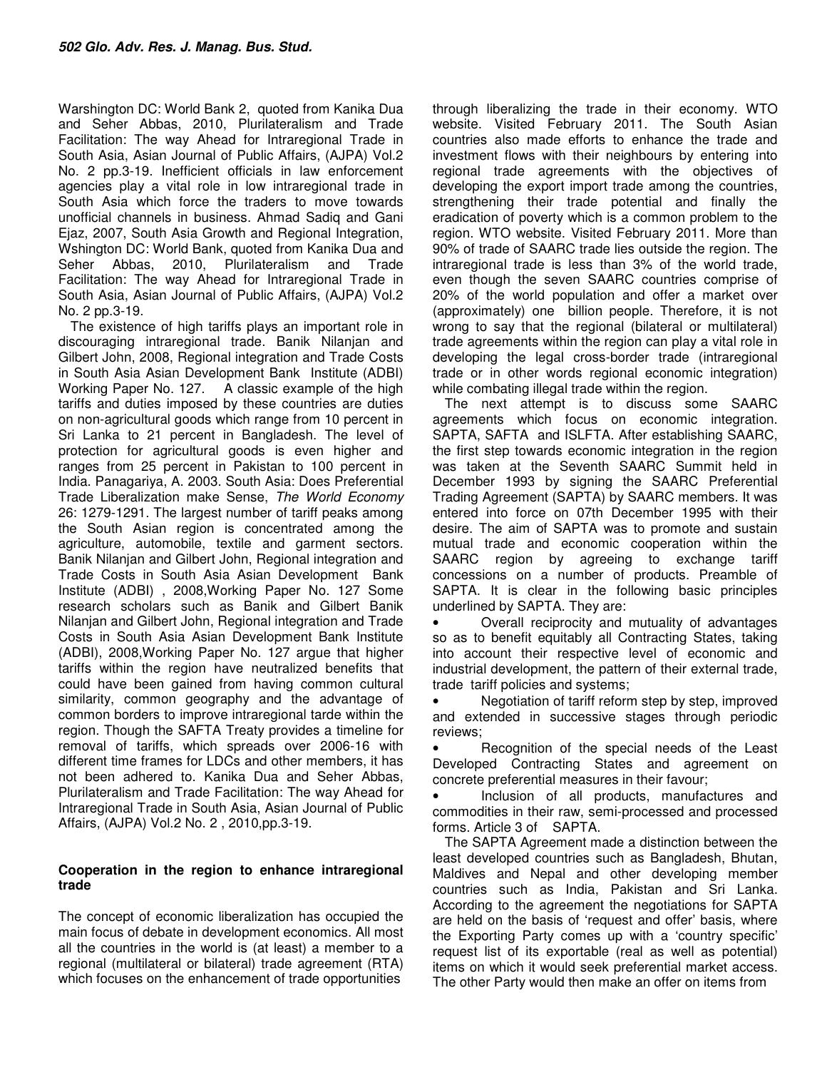Warshington DC: World Bank 2, quoted from Kanika Dua and Seher Abbas, 2010, Plurilateralism and Trade Facilitation: The way Ahead for Intraregional Trade in South Asia, Asian Journal of Public Affairs, (AJPA) Vol.2 No. 2 pp.3-19. Inefficient officials in law enforcement agencies play a vital role in low intraregional trade in South Asia which force the traders to move towards unofficial channels in business. Ahmad Sadiq and Gani Ejaz, 2007, South Asia Growth and Regional Integration, Wshington DC: World Bank, quoted from Kanika Dua and Seher Abbas, 2010, Plurilateralism and Trade Facilitation: The way Ahead for Intraregional Trade in South Asia, Asian Journal of Public Affairs, (AJPA) Vol.2 No. 2 pp.3-19.

The existence of high tariffs plays an important role in discouraging intraregional trade. Banik Nilanjan and Gilbert John, 2008, Regional integration and Trade Costs in South Asia Asian Development Bank Institute (ADBI) Working Paper No. 127. A classic example of the high tariffs and duties imposed by these countries are duties on non-agricultural goods which range from 10 percent in Sri Lanka to 21 percent in Bangladesh. The level of protection for agricultural goods is even higher and ranges from 25 percent in Pakistan to 100 percent in India. Panagariya, A. 2003. South Asia: Does Preferential Trade Liberalization make Sense, *The World Economy* 26: 1279-1291. The largest number of tariff peaks among the South Asian region is concentrated among the agriculture, automobile, textile and garment sectors. Banik Nilanjan and Gilbert John, Regional integration and Trade Costs in South Asia Asian Development Bank Institute (ADBI) , 2008,Working Paper No. 127 Some research scholars such as Banik and Gilbert Banik Nilanjan and Gilbert John, Regional integration and Trade Costs in South Asia Asian Development Bank Institute (ADBI), 2008,Working Paper No. 127 argue that higher tariffs within the region have neutralized benefits that could have been gained from having common cultural similarity, common geography and the advantage of common borders to improve intraregional tarde within the region. Though the SAFTA Treaty provides a timeline for removal of tariffs, which spreads over 2006-16 with different time frames for LDCs and other members, it has not been adhered to. Kanika Dua and Seher Abbas, Plurilateralism and Trade Facilitation: The way Ahead for Intraregional Trade in South Asia, Asian Journal of Public Affairs, (AJPA) Vol.2 No. 2 , 2010,pp.3-19.

**Cooperation in the region to enhance intraregional trade**

The concept of economic liberalization has occupied the main focus of debate in development economics. All most all the countries in the world is (at least) a member to a regional (multilateral or bilateral) trade agreement (RTA) which focuses on the enhancement of trade opportunities through liberalizing the trade in their economy. WTO website. Visited February 2011. The South Asian countries also made efforts to enhance the trade and investment flows with their neighbours by entering into regional trade agreements with the objectives of developing the export import trade among the countries, strengthening their trade potential and finally the eradication of poverty which is a common problem to the region. WTO website. Visited February 2011. More than 90% of trade of SAARC trade lies outside the region. The intraregional trade is less than 3% of the world trade, even though the seven SAARC countries comprise of 20% of the world population and offer a market over (approximately) one billion people. Therefore, it is not wrong to say that the regional (bilateral or multilateral) trade agreements within the region can play a vital role in developing the legal cross-border trade (intraregional trade or in other words regional economic integration) while combating illegal trade within the region.

The next attempt is to discuss some SAARC agreements which focus on economic integration. SAPTA, SAFTA and ISLFTA. After establishing SAARC, the first step towards economic integration in the region was taken at the Seventh SAARC Summit held in December 1993 by signing the SAARC Preferential Trading Agreement (SAPTA) by SAARC members. It was entered into force on 07th December 1995 with their desire. The aim of SAPTA was to promote and sustain mutual trade and economic cooperation within the SAARC region by agreeing to exchange tariff concessions on a number of products. Preamble of SAPTA. It is clear in the following basic principles underlined by SAPTA. They are:

- Overall reciprocity and mutuality of advantages so as to benefit equitably all Contracting States, taking into account their respective level of economic and industrial development, the pattern of their external trade, trade tariff policies and systems;
- Negotiation of tariff reform step by step, improved and extended in successive stages through periodic reviews;
- Recognition of the special needs of the Least Developed Contracting States and agreement on concrete preferential measures in their favour;
- Inclusion of all products, manufactures and commodities in their raw, semi-processed and processed forms. Article 3 of SAPTA.

The SAPTA Agreement made a distinction between the least developed countries such as Bangladesh, Bhutan, Maldives and Nepal and other developing member countries such as India, Pakistan and Sri Lanka. According to the agreement the negotiations for SAPTA are held on the basis of 'request and offer' basis, where the Exporting Party comes up with a 'country specific' request list of its exportable (real as well as potential) items on which it would seek preferential market access. The other Party would then make an offer on items from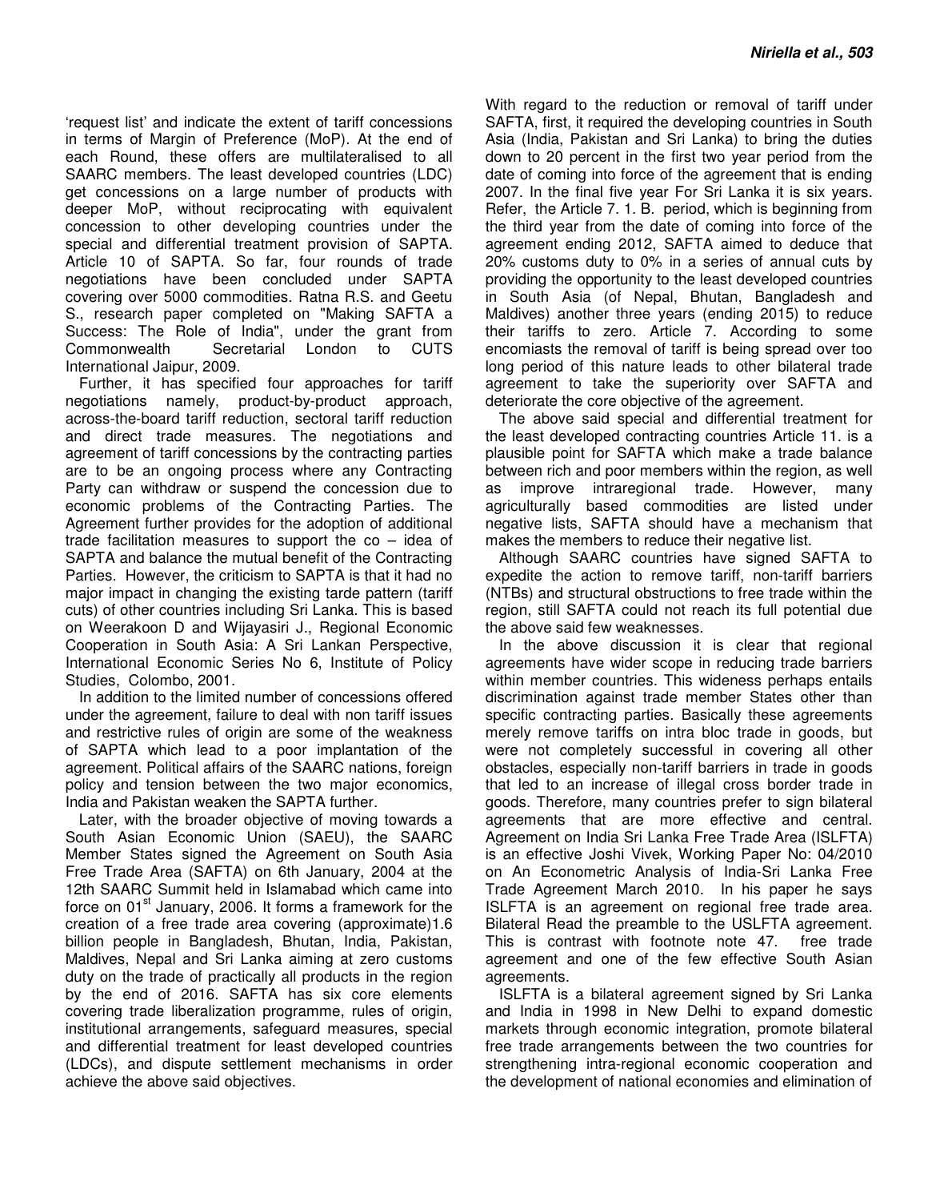'request list' and indicate the extent of tariff concessions in terms of Margin of Preference (MoP). At the end of each Round, these offers are multilateralised to all SAARC members. The least developed countries (LDC) get concessions on a large number of products with deeper MoP, without reciprocating with equivalent concession to other developing countries under the special and differential treatment provision of SAPTA. Article 10 of SAPTA. So far, four rounds of trade negotiations have been concluded under SAPTA covering over 5000 commodities. Ratna R.S. and Geetu S., research paper completed on "Making SAFTA a Success: The Role of India", under the grant from Commonwealth Secretarial London to CUTS International Jaipur, 2009.

Further, it has specified four approaches for tariff negotiations namely, product-by-product approach, across-the-board tariff reduction, sectoral tariff reduction and direct trade measures. The negotiations and agreement of tariff concessions by the contracting parties are to be an ongoing process where any Contracting Party can withdraw or suspend the concession due to economic problems of the Contracting Parties. The Agreement further provides for the adoption of additional trade facilitation measures to support the co – idea of SAPTA and balance the mutual benefit of the Contracting Parties. However, the criticism to SAPTA is that it had no major impact in changing the existing tarde pattern (tariff cuts) of other countries including Sri Lanka. This is based on Weerakoon D and Wijayasiri J., Regional Economic Cooperation in South Asia: A Sri Lankan Perspective, International Economic Series No 6, Institute of Policy Studies, Colombo, 2001.

In addition to the limited number of concessions offered under the agreement, failure to deal with non tariff issues and restrictive rules of origin are some of the weakness of SAPTA which lead to a poor implantation of the agreement. Political affairs of the SAARC nations, foreign policy and tension between the two major economics, India and Pakistan weaken the SAPTA further.

Later, with the broader objective of moving towards a South Asian Economic Union (SAEU), the SAARC Member States signed the Agreement on South Asia Free Trade Area (SAFTA) on 6th January, 2004 at the 12th SAARC Summit held in Islamabad which came into force on 01st January, 2006. It forms a framework for the creation of a free trade area covering (approximate)1.6 billion people in Bangladesh, Bhutan, India, Pakistan, Maldives, Nepal and Sri Lanka aiming at zero customs duty on the trade of practically all products in the region by the end of 2016. SAFTA has six core elements covering trade liberalization programme, rules of origin, institutional arrangements, safeguard measures, special and differential treatment for least developed countries (LDCs), and dispute settlement mechanisms in order achieve the above said objectives.

With regard to the reduction or removal of tariff under SAFTA, first, it required the developing countries in South Asia (India, Pakistan and Sri Lanka) to bring the duties down to 20 percent in the first two year period from the date of coming into force of the agreement that is ending 2007. In the final five year For Sri Lanka it is six years. Refer, the Article 7. 1. B. period, which is beginning from the third year from the date of coming into force of the agreement ending 2012, SAFTA aimed to deduce that 20% customs duty to 0% in a series of annual cuts by providing the opportunity to the least developed countries in South Asia (of Nepal, Bhutan, Bangladesh and Maldives) another three years (ending 2015) to reduce their tariffs to zero. Article 7. According to some encomiasts the removal of tariff is being spread over too long period of this nature leads to other bilateral trade agreement to take the superiority over SAFTA and deteriorate the core objective of the agreement.

The above said special and differential treatment for the least developed contracting countries Article 11. is a plausible point for SAFTA which make a trade balance between rich and poor members within the region, as well as improve intraregional trade. However, many agriculturally based commodities are listed under negative lists, SAFTA should have a mechanism that makes the members to reduce their negative list.

Although SAARC countries have signed SAFTA to expedite the action to remove tariff, non-tariff barriers (NTBs) and structural obstructions to free trade within the region, still SAFTA could not reach its full potential due the above said few weaknesses.

In the above discussion it is clear that regional agreements have wider scope in reducing trade barriers within member countries. This wideness perhaps entails discrimination against trade member States other than specific contracting parties. Basically these agreements merely remove tariffs on intra bloc trade in goods, but were not completely successful in covering all other obstacles, especially non-tariff barriers in trade in goods that led to an increase of illegal cross border trade in goods. Therefore, many countries prefer to sign bilateral agreements that are more effective and central. Agreement on India Sri Lanka Free Trade Area (ISLFTA) is an effective Joshi Vivek, Working Paper No: 04/2010 on An Econometric Analysis of India-Sri Lanka Free Trade Agreement March 2010. In his paper he says ISLFTA is an agreement on regional free trade area. Bilateral Read the preamble to the USLFTA agreement. This is contrast with footnote note 47. free trade agreement and one of the few effective South Asian agreements.

ISLFTA is a bilateral agreement signed by Sri Lanka and India in 1998 in New Delhi to expand domestic markets through economic integration, promote bilateral free trade arrangements between the two countries for strengthening intra-regional economic cooperation and the development of national economies and elimination of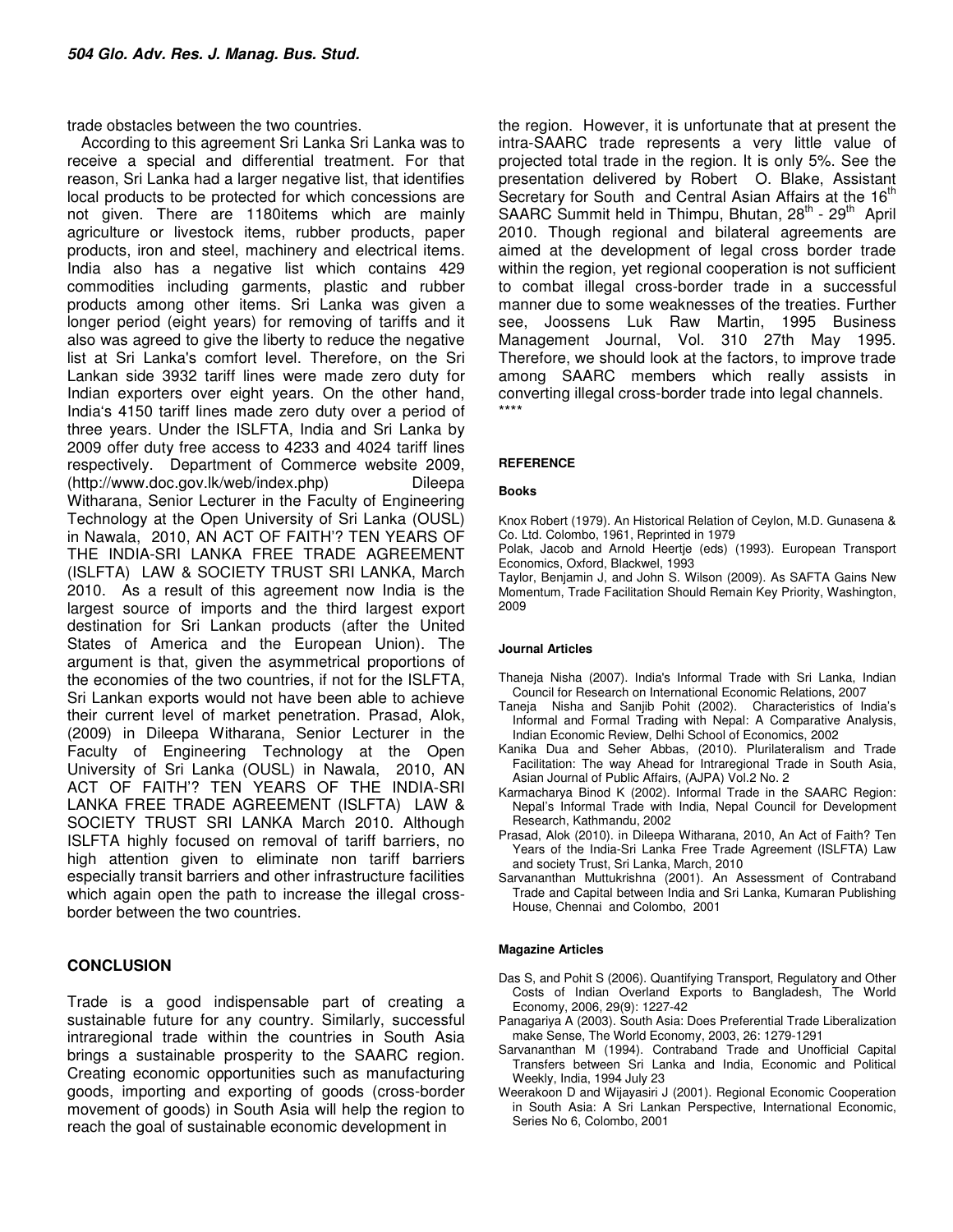trade obstacles between the two countries.

According to this agreement Sri Lanka Sri Lanka was to receive a special and differential treatment. For that reason, Sri Lanka had a larger negative list, that identifies local products to be protected for which concessions are not given. There are 1180items which are mainly agriculture or livestock items, rubber products, paper products, iron and steel, machinery and electrical items. India also has a negative list which contains 429 commodities including garments, plastic and rubber products among other items. Sri Lanka was given a longer period (eight years) for removing of tariffs and it also was agreed to give the liberty to reduce the negative list at Sri Lanka's comfort level. Therefore, on the Sri Lankan side 3932 tariff lines were made zero duty for Indian exporters over eight years. On the other hand, India's 4150 tariff lines made zero duty over a period of three years. Under the ISLFTA, India and Sri Lanka by 2009 offer duty free access to 4233 and 4024 tariff lines respectively. Department of Commerce website 2009, (http://www.doc.gov.lk/web/index.php) Dileepa Witharana, Senior Lecturer in the Faculty of Engineering Technology at the Open University of Sri Lanka (OUSL) in Nawala, 2010, AN ACT OF FAITH'? TEN YEARS OF THE INDIA-SRI LANKA FREE TRADE AGREEMENT (ISLFTA) LAW & SOCIETY TRUST SRI LANKA, March 2010. As a result of this agreement now India is the largest source of imports and the third largest export destination for Sri Lankan products (after the United States of America and the European Union). The argument is that, given the asymmetrical proportions of the economies of the two countries, if not for the ISLFTA, Sri Lankan exports would not have been able to achieve their current level of market penetration. Prasad, Alok, (2009) in Dileepa Witharana, Senior Lecturer in the Faculty of Engineering Technology at the Open University of Sri Lanka (OUSL) in Nawala, 2010, AN ACT OF FAITH'? TEN YEARS OF THE INDIA-SRI LANKA FREE TRADE AGREEMENT (ISLFTA) LAW & SOCIETY TRUST SRI LANKA March 2010. Although ISLFTA highly focused on removal of tariff barriers, no high attention given to eliminate non tariff barriers especially transit barriers and other infrastructure facilities which again open the path to increase the illegal cross-border between the two countries.

## CONCLUSION

Trade is a good indispensable part of creating a sustainable future for any country. Similarly, successful intraregional trade within the countries in South Asia brings a sustainable prosperity to the SAARC region. Creating economic opportunities such as manufacturing goods, importing and exporting of goods (cross-border movement of goods) in South Asia will help the region to reach the goal of sustainable economic development in the region. However, it is unfortunate that at present the intra-SAARC trade represents a very little value of projected total trade in the region. It is only 5%. See the presentation delivered by Robert O. Blake, Assistant Secretary for South and Central Asian Affairs at the 16th SAARC Summit held in Thimpu, Bhutan, 28th - 29th April 2010. Though regional and bilateral agreements are aimed at the development of legal cross border trade within the region, yet regional cooperation is not sufficient to combat illegal cross-border trade in a successful manner due to some weaknesses of the treaties. Further see, Joossens Luk Raw Martin, 1995 Business Management Journal, Vol. 310 27th May 1995. Therefore, we should look at the factors, to improve trade among SAARC members which really assists in converting illegal cross-border trade into legal channels.

****

## REFERENCE

### Books

Knox Robert (1979). An Historical Relation of Ceylon, M.D. Gunasena & Co. Ltd. Colombo, 1961, Reprinted in 1979

Polak, Jacob and Arnold Heertje (eds) (1993). European Transport Economics, Oxford, Blackwel, 1993

Taylor, Benjamin J, and John S. Wilson (2009). As SAFTA Gains New Momentum, Trade Facilitation Should Remain Key Priority, Washington, 2009

### Journal Articles

Thaneja Nisha (2007). India's Informal Trade with Sri Lanka, Indian Council for Research on International Economic Relations, 2007

Taneja Nisha and Sanjib Pohit (2002). Characteristics of India's Informal and Formal Trading with Nepal: A Comparative Analysis, Indian Economic Review, Delhi School of Economics, 2002

Kanika Dua and Seher Abbas, (2010). Plurilateralism and Trade Facilitation: The way Ahead for Intraregional Trade in South Asia, Asian Journal of Public Affairs, (AJPA) Vol.2 No. 2

Karmacharya Binod K (2002). Informal Trade in the SAARC Region: Nepal's Informal Trade with India, Nepal Council for Development Research, Kathmandu, 2002

Prasad, Alok (2010). in Dileepa Witharana, 2010, An Act of Faith? Ten Years of the India-Sri Lanka Free Trade Agreement (ISLFTA) Law and society Trust, Sri Lanka, March, 2010

Sarvananthan Muttukrishna (2001). An Assessment of Contraband Trade and Capital between India and Sri Lanka, Kumaran Publishing House, Chennai and Colombo, 2001

### Magazine Articles

Das S, and Pohit S (2006). Quantifying Transport, Regulatory and Other Costs of Indian Overland Exports to Bangladesh, The World Economy, 2006, 29(9): 1227-42

Panagariya A (2003). South Asia: Does Preferential Trade Liberalization make Sense, The World Economy, 2003, 26: 1279-1291

Sarvananthan M (1994). Contraband Trade and Unofficial Capital Transfers between Sri Lanka and India, Economic and Political Weekly, India, 1994 July 23

Weerakoon D and Wijayasiri J (2001). Regional Economic Cooperation in South Asia: A Sri Lankan Perspective, International Economic, Series No 6, Colombo, 2001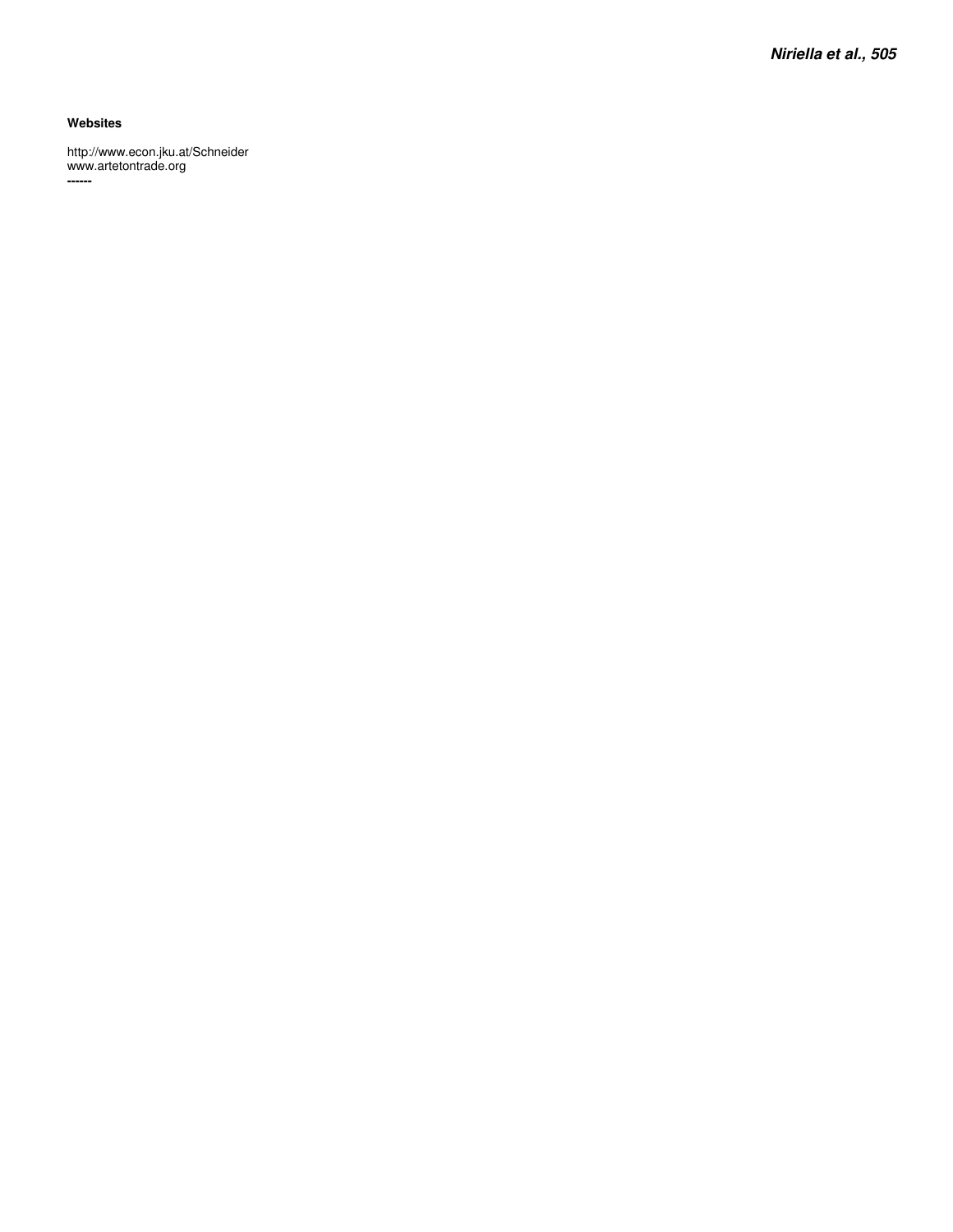**Websites**

http://www.econ.jku.at/Schneider
www.artetontrade.org
------